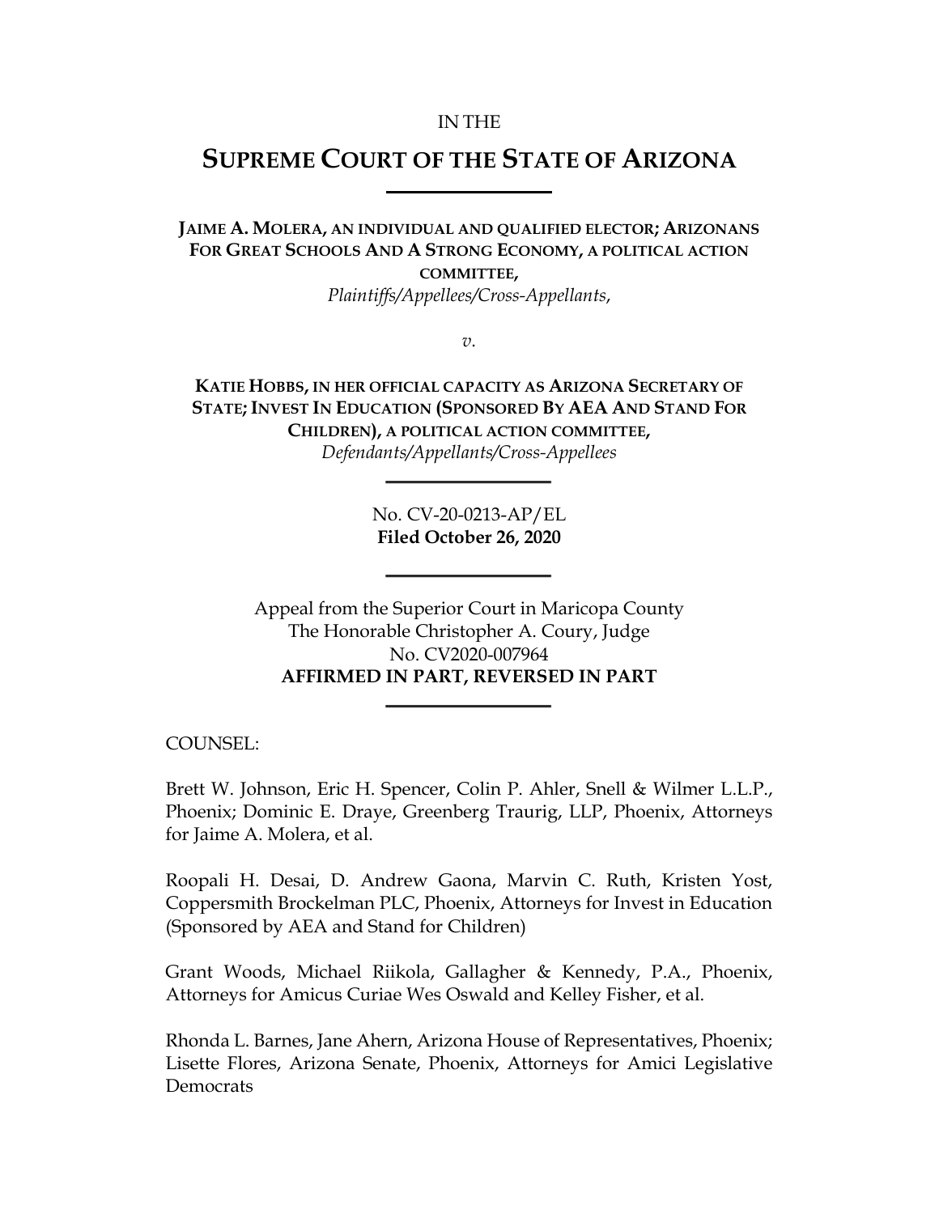IN THE

# SUPREME COURT OF THE STATE OF ARIZONA

---

**JAIME A. MOLERA, AN INDIVIDUAL AND QUALIFIED ELECTOR; ARIZONANS FOR GREAT SCHOOLS AND A STRONG ECONOMY, A POLITICAL ACTION COMMITTEE,**
*Plaintiffs/Appellees/Cross-Appellants*,

*v.*

**KATIE HOBBS, IN HER OFFICIAL CAPACITY AS ARIZONA SECRETARY OF STATE; INVEST IN EDUCATION (SPONSORED BY AEA AND STAND FOR CHILDREN), A POLITICAL ACTION COMMITTEE,**
*Defendants/Appellants/Cross-Appellees*

---

No. CV-20-0213-AP/EL
**Filed October 26, 2020**

---

Appeal from the Superior Court in Maricopa County
The Honorable Christopher A. Coury, Judge
No. CV2020-007964
**AFFIRMED IN PART, REVERSED IN PART**

---

COUNSEL:

Brett W. Johnson, Eric H. Spencer, Colin P. Ahler, Snell & Wilmer L.L.P., Phoenix; Dominic E. Draye, Greenberg Traurig, LLP, Phoenix, Attorneys for Jaime A. Molera, et al.

Roopali H. Desai, D. Andrew Gaona, Marvin C. Ruth, Kristen Yost, Coppersmith Brockelman PLC, Phoenix, Attorneys for Invest in Education (Sponsored by AEA and Stand for Children)

Grant Woods, Michael Riikola, Gallagher & Kennedy, P.A., Phoenix, Attorneys for Amicus Curiae Wes Oswald and Kelley Fisher, et al.

Rhonda L. Barnes, Jane Ahern, Arizona House of Representatives, Phoenix; Lisette Flores, Arizona Senate, Phoenix, Attorneys for Amici Legislative Democrats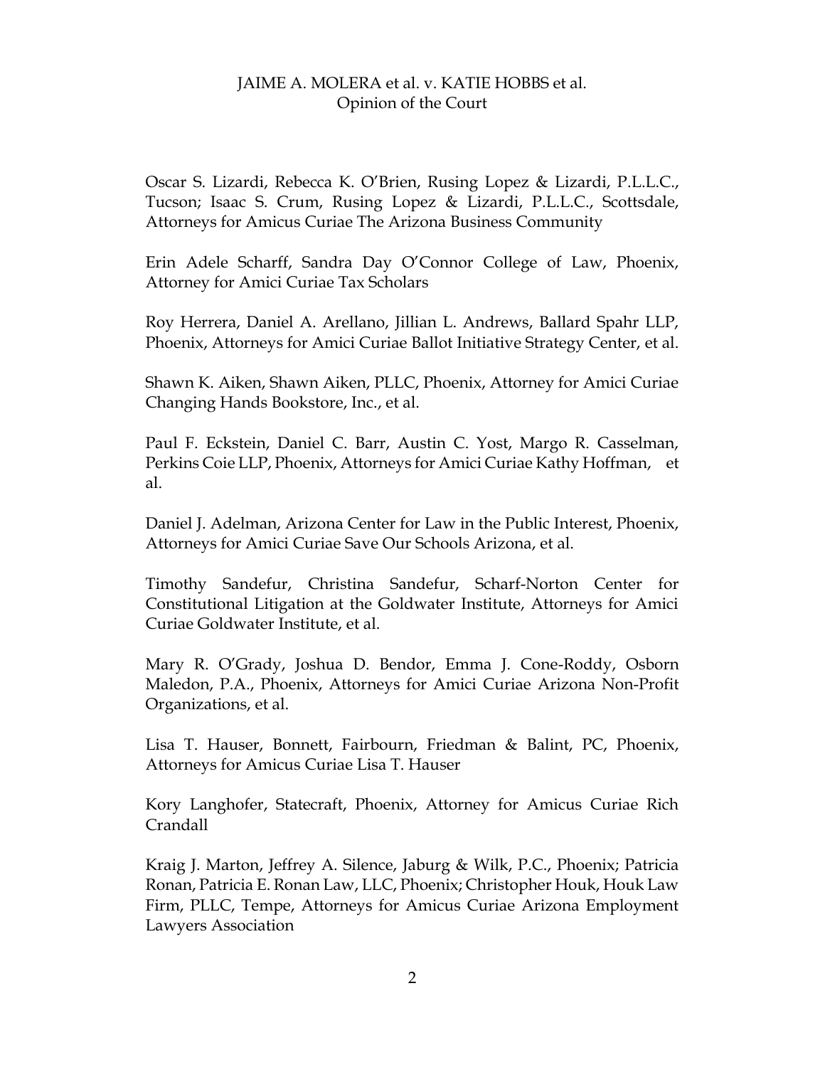Oscar S. Lizardi, Rebecca K. O'Brien, Rusing Lopez & Lizardi, P.L.L.C., Tucson; Isaac S. Crum, Rusing Lopez & Lizardi, P.L.L.C., Scottsdale, Attorneys for Amicus Curiae The Arizona Business Community

Erin Adele Scharff, Sandra Day O'Connor College of Law, Phoenix, Attorney for Amici Curiae Tax Scholars

Roy Herrera, Daniel A. Arellano, Jillian L. Andrews, Ballard Spahr LLP, Phoenix, Attorneys for Amici Curiae Ballot Initiative Strategy Center, et al.

Shawn K. Aiken, Shawn Aiken, PLLC, Phoenix, Attorney for Amici Curiae Changing Hands Bookstore, Inc., et al.

Paul F. Eckstein, Daniel C. Barr, Austin C. Yost, Margo R. Casselman, Perkins Coie LLP, Phoenix, Attorneys for Amici Curiae Kathy Hoffman, et al.

Daniel J. Adelman, Arizona Center for Law in the Public Interest, Phoenix, Attorneys for Amici Curiae Save Our Schools Arizona, et al.

Timothy Sandefur, Christina Sandefur, Scharf-Norton Center for Constitutional Litigation at the Goldwater Institute, Attorneys for Amici Curiae Goldwater Institute, et al.

Mary R. O'Grady, Joshua D. Bendor, Emma J. Cone-Roddy, Osborn Maledon, P.A., Phoenix, Attorneys for Amici Curiae Arizona Non-Profit Organizations, et al.

Lisa T. Hauser, Bonnett, Fairbourn, Friedman & Balint, PC, Phoenix, Attorneys for Amicus Curiae Lisa T. Hauser

Kory Langhofer, Statecraft, Phoenix, Attorney for Amicus Curiae Rich Crandall

Kraig J. Marton, Jeffrey A. Silence, Jaburg & Wilk, P.C., Phoenix; Patricia Ronan, Patricia E. Ronan Law, LLC, Phoenix; Christopher Houk, Houk Law Firm, PLLC, Tempe, Attorneys for Amicus Curiae Arizona Employment Lawyers Association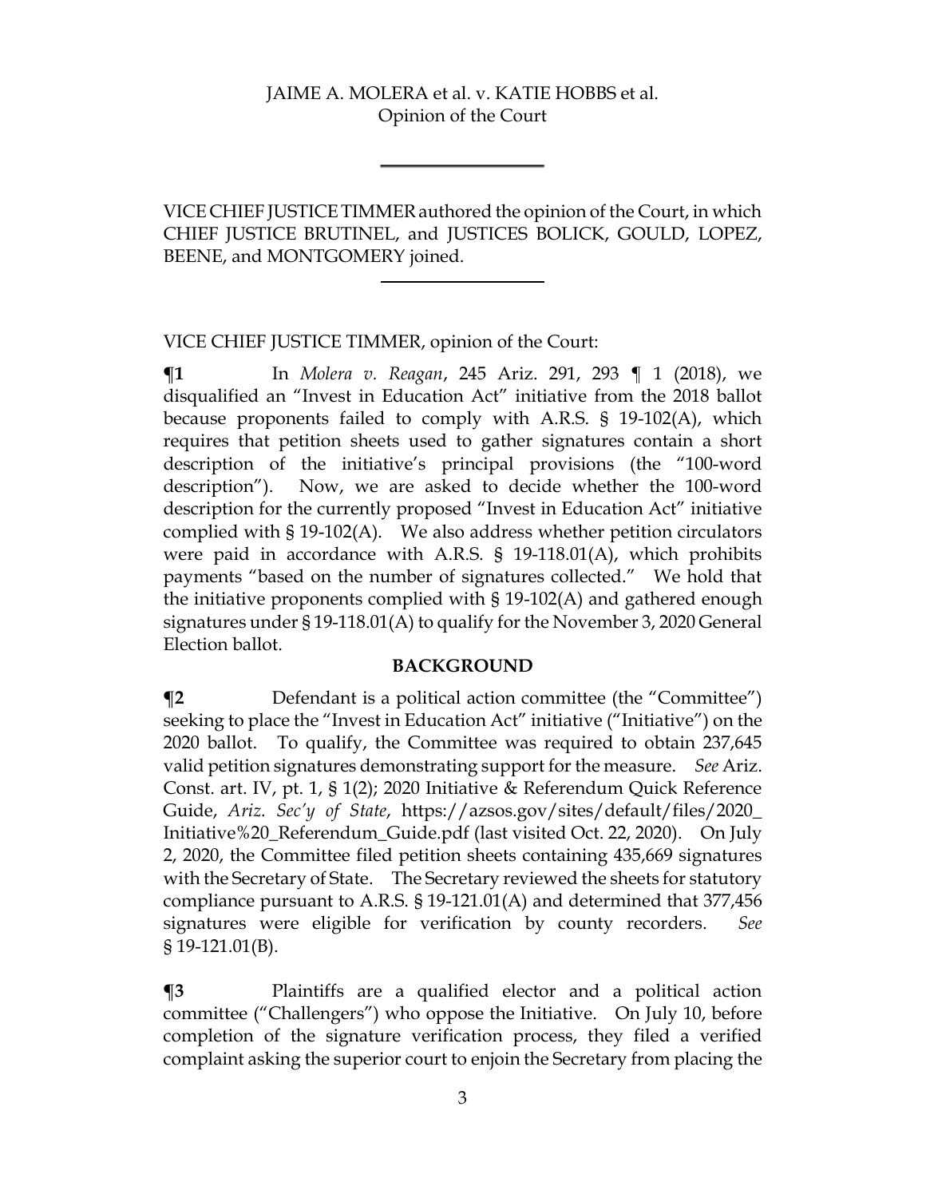VICE CHIEF JUSTICE TIMMER authored the opinion of the Court, in which CHIEF JUSTICE BRUTINEL, and JUSTICES BOLICK, GOULD, LOPEZ, BEENE, and MONTGOMERY joined.

---

VICE CHIEF JUSTICE TIMMER, opinion of the Court:

**¶1** In *Molera v. Reagan*, 245 Ariz. 291, 293 ¶ 1 (2018), we disqualified an "Invest in Education Act" initiative from the 2018 ballot because proponents failed to comply with A.R.S. § 19-102(A), which requires that petition sheets used to gather signatures contain a short description of the initiative's principal provisions (the "100-word description"). Now, we are asked to decide whether the 100-word description for the currently proposed "Invest in Education Act" initiative complied with § 19-102(A). We also address whether petition circulators were paid in accordance with A.R.S. § 19-118.01(A), which prohibits payments "based on the number of signatures collected." We hold that the initiative proponents complied with § 19-102(A) and gathered enough signatures under § 19-118.01(A) to qualify for the November 3, 2020 General Election ballot.

## BACKGROUND

**¶2** Defendant is a political action committee (the "Committee") seeking to place the "Invest in Education Act" initiative ("Initiative") on the 2020 ballot. To qualify, the Committee was required to obtain 237,645 valid petition signatures demonstrating support for the measure. *See* Ariz. Const. art. IV, pt. 1, § 1(2); 2020 Initiative & Referendum Quick Reference Guide, *Ariz. Sec'y of State*, https://azsos.gov/sites/default/files/2020_Initiative%20_Referendum_Guide.pdf (last visited Oct. 22, 2020). On July 2, 2020, the Committee filed petition sheets containing 435,669 signatures with the Secretary of State. The Secretary reviewed the sheets for statutory compliance pursuant to A.R.S. § 19-121.01(A) and determined that 377,456 signatures were eligible for verification by county recorders. *See* § 19-121.01(B).

**¶3** Plaintiffs are a qualified elector and a political action committee ("Challengers") who oppose the Initiative. On July 10, before completion of the signature verification process, they filed a verified complaint asking the superior court to enjoin the Secretary from placing the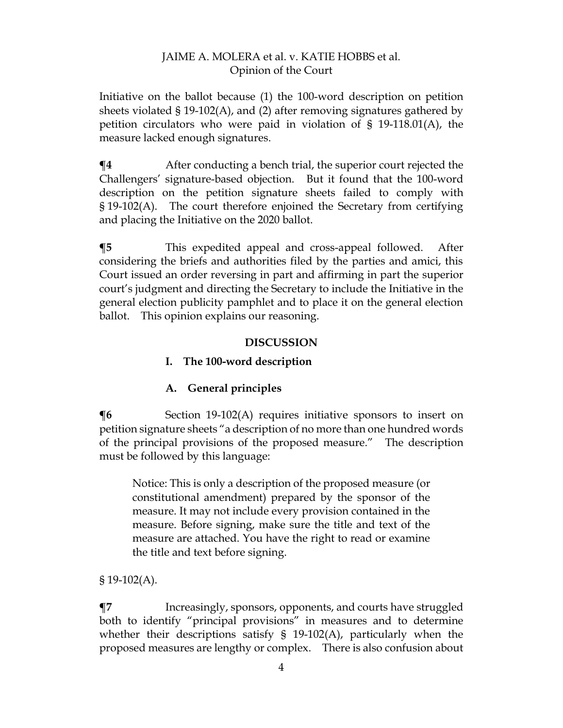Initiative on the ballot because (1) the 100-word description on petition sheets violated § 19-102(A), and (2) after removing signatures gathered by petition circulators who were paid in violation of § 19-118.01(A), the measure lacked enough signatures.

**¶4** After conducting a bench trial, the superior court rejected the Challengers' signature-based objection. But it found that the 100-word description on the petition signature sheets failed to comply with § 19-102(A). The court therefore enjoined the Secretary from certifying and placing the Initiative on the 2020 ballot.

**¶5** This expedited appeal and cross-appeal followed. After considering the briefs and authorities filed by the parties and amici, this Court issued an order reversing in part and affirming in part the superior court's judgment and directing the Secretary to include the Initiative in the general election publicity pamphlet and to place it on the general election ballot. This opinion explains our reasoning.

## DISCUSSION

### I. The 100-word description

#### A. General principles

**¶6** Section 19-102(A) requires initiative sponsors to insert on petition signature sheets "a description of no more than one hundred words of the principal provisions of the proposed measure." The description must be followed by this language:

> Notice: This is only a description of the proposed measure (or constitutional amendment) prepared by the sponsor of the measure. It may not include every provision contained in the measure. Before signing, make sure the title and text of the measure are attached. You have the right to read or examine the title and text before signing.

§ 19-102(A).

**¶7** Increasingly, sponsors, opponents, and courts have struggled both to identify "principal provisions" in measures and to determine whether their descriptions satisfy § 19-102(A), particularly when the proposed measures are lengthy or complex. There is also confusion about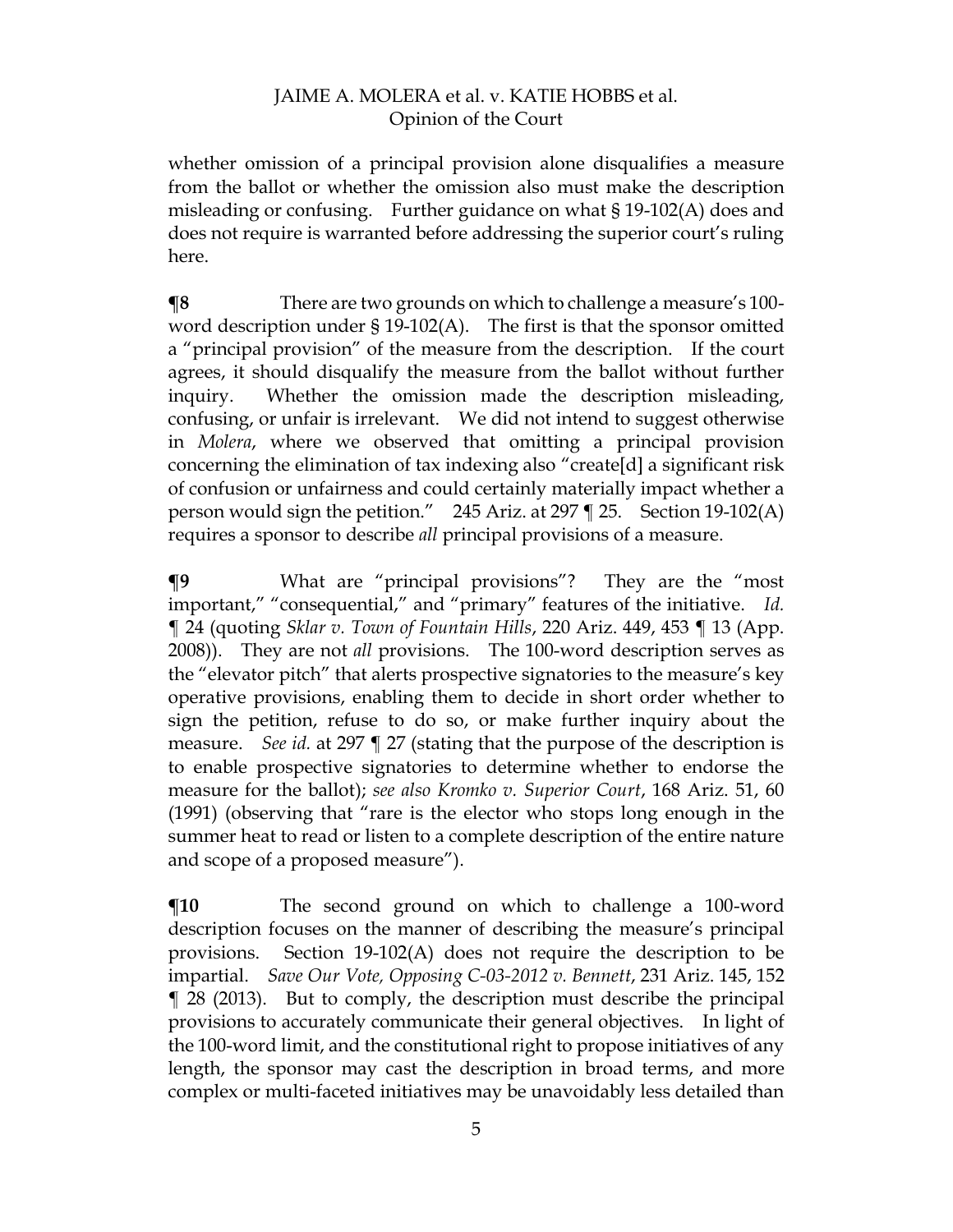whether omission of a principal provision alone disqualifies a measure from the ballot or whether the omission also must make the description misleading or confusing. Further guidance on what § 19-102(A) does and does not require is warranted before addressing the superior court's ruling here.

**¶8** There are two grounds on which to challenge a measure's 100-word description under § 19-102(A). The first is that the sponsor omitted a "principal provision" of the measure from the description. If the court agrees, it should disqualify the measure from the ballot without further inquiry. Whether the omission made the description misleading, confusing, or unfair is irrelevant. We did not intend to suggest otherwise in *Molera*, where we observed that omitting a principal provision concerning the elimination of tax indexing also "create[d] a significant risk of confusion or unfairness and could certainly materially impact whether a person would sign the petition." 245 Ariz. at 297 ¶ 25. Section 19-102(A) requires a sponsor to describe *all* principal provisions of a measure.

**¶9** What are "principal provisions"? They are the "most important," "consequential," and "primary" features of the initiative. *Id.* ¶ 24 (quoting *Sklar v. Town of Fountain Hills*, 220 Ariz. 449, 453 ¶ 13 (App. 2008)). They are not *all* provisions. The 100-word description serves as the "elevator pitch" that alerts prospective signatories to the measure's key operative provisions, enabling them to decide in short order whether to sign the petition, refuse to do so, or make further inquiry about the measure. *See id.* at 297 ¶ 27 (stating that the purpose of the description is to enable prospective signatories to determine whether to endorse the measure for the ballot); *see also Kromko v. Superior Court*, 168 Ariz. 51, 60 (1991) (observing that "rare is the elector who stops long enough in the summer heat to read or listen to a complete description of the entire nature and scope of a proposed measure").

**¶10** The second ground on which to challenge a 100-word description focuses on the manner of describing the measure's principal provisions. Section 19-102(A) does not require the description to be impartial. *Save Our Vote, Opposing C-03-2012 v. Bennett*, 231 Ariz. 145, 152 ¶ 28 (2013). But to comply, the description must describe the principal provisions to accurately communicate their general objectives. In light of the 100-word limit, and the constitutional right to propose initiatives of any length, the sponsor may cast the description in broad terms, and more complex or multi-faceted initiatives may be unavoidably less detailed than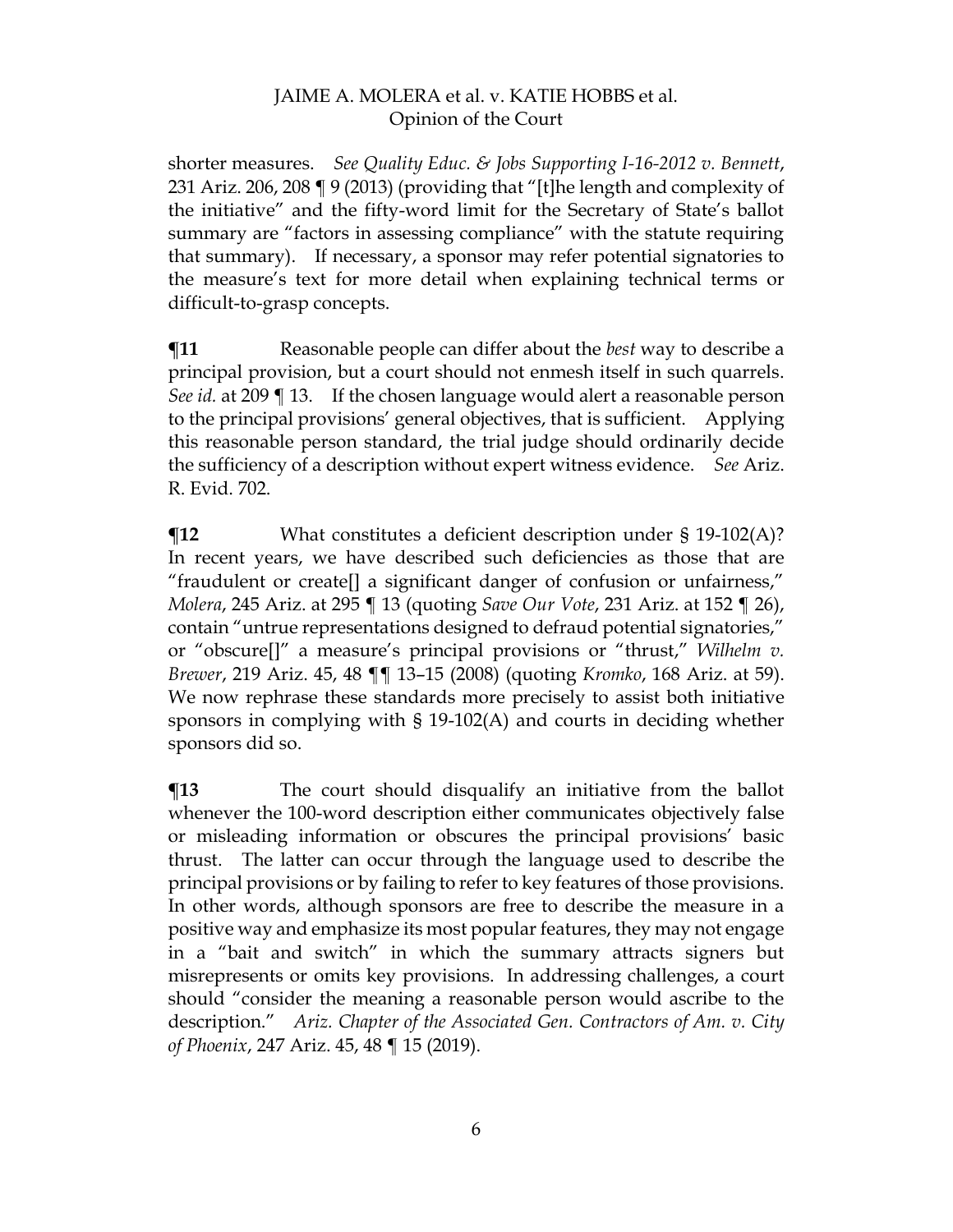shorter measures. *See Quality Educ. & Jobs Supporting I-16-2012 v. Bennett*, 231 Ariz. 206, 208 ¶ 9 (2013) (providing that "[t]he length and complexity of the initiative" and the fifty-word limit for the Secretary of State's ballot summary are "factors in assessing compliance" with the statute requiring that summary). If necessary, a sponsor may refer potential signatories to the measure's text for more detail when explaining technical terms or difficult-to-grasp concepts.

**¶11** Reasonable people can differ about the *best* way to describe a principal provision, but a court should not enmesh itself in such quarrels. *See id.* at 209 ¶ 13. If the chosen language would alert a reasonable person to the principal provisions' general objectives, that is sufficient. Applying this reasonable person standard, the trial judge should ordinarily decide the sufficiency of a description without expert witness evidence. *See* Ariz. R. Evid. 702.

**¶12** What constitutes a deficient description under § 19-102(A)? In recent years, we have described such deficiencies as those that are "fraudulent or create[] a significant danger of confusion or unfairness," *Molera*, 245 Ariz. at 295 ¶ 13 (quoting *Save Our Vote*, 231 Ariz. at 152 ¶ 26), contain "untrue representations designed to defraud potential signatories," or "obscure[]" a measure's principal provisions or "thrust," *Wilhelm v. Brewer*, 219 Ariz. 45, 48 ¶¶ 13–15 (2008) (quoting *Kromko*, 168 Ariz. at 59). We now rephrase these standards more precisely to assist both initiative sponsors in complying with § 19-102(A) and courts in deciding whether sponsors did so.

**¶13** The court should disqualify an initiative from the ballot whenever the 100-word description either communicates objectively false or misleading information or obscures the principal provisions' basic thrust. The latter can occur through the language used to describe the principal provisions or by failing to refer to key features of those provisions. In other words, although sponsors are free to describe the measure in a positive way and emphasize its most popular features, they may not engage in a "bait and switch" in which the summary attracts signers but misrepresents or omits key provisions. In addressing challenges, a court should "consider the meaning a reasonable person would ascribe to the description." *Ariz. Chapter of the Associated Gen. Contractors of Am. v. City of Phoenix*, 247 Ariz. 45, 48 ¶ 15 (2019).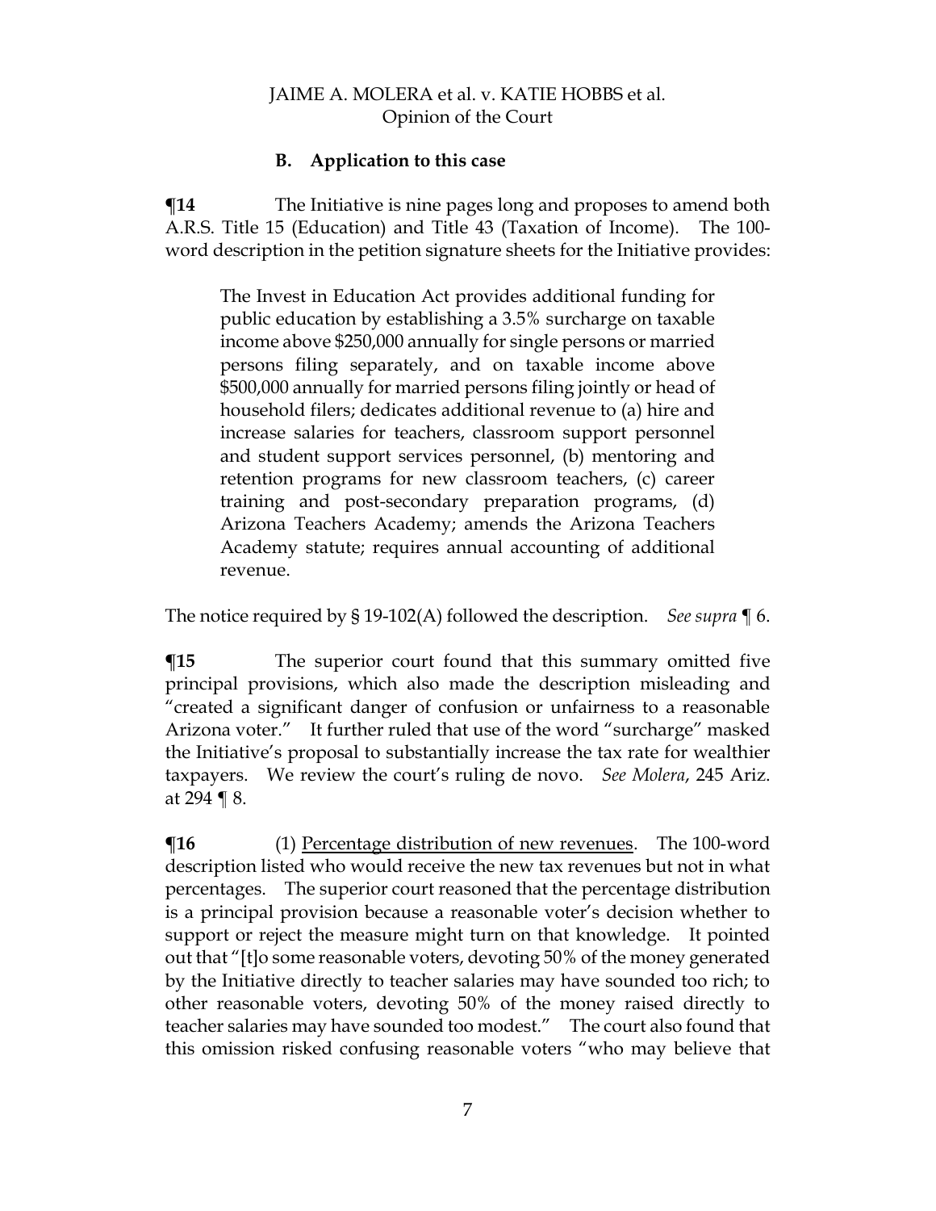### B. Application to this case

**¶14** The Initiative is nine pages long and proposes to amend both A.R.S. Title 15 (Education) and Title 43 (Taxation of Income). The 100-word description in the petition signature sheets for the Initiative provides:

> The Invest in Education Act provides additional funding for public education by establishing a 3.5% surcharge on taxable income above $250,000 annually for single persons or married persons filing separately, and on taxable income above $500,000 annually for married persons filing jointly or head of household filers; dedicates additional revenue to (a) hire and increase salaries for teachers, classroom support personnel and student support services personnel, (b) mentoring and retention programs for new classroom teachers, (c) career training and post-secondary preparation programs, (d) Arizona Teachers Academy; amends the Arizona Teachers Academy statute; requires annual accounting of additional revenue.

The notice required by § 19-102(A) followed the description. *See supra* ¶ 6.

**¶15** The superior court found that this summary omitted five principal provisions, which also made the description misleading and "created a significant danger of confusion or unfairness to a reasonable Arizona voter." It further ruled that use of the word "surcharge" masked the Initiative's proposal to substantially increase the tax rate for wealthier taxpayers. We review the court's ruling de novo. *See Molera*, 245 Ariz. at 294 ¶ 8.

**¶16** (1) Percentage distribution of new revenues. The 100-word description listed who would receive the new tax revenues but not in what percentages. The superior court reasoned that the percentage distribution is a principal provision because a reasonable voter's decision whether to support or reject the measure might turn on that knowledge. It pointed out that "[t]o some reasonable voters, devoting 50% of the money generated by the Initiative directly to teacher salaries may have sounded too rich; to other reasonable voters, devoting 50% of the money raised directly to teacher salaries may have sounded too modest." The court also found that this omission risked confusing reasonable voters "who may believe that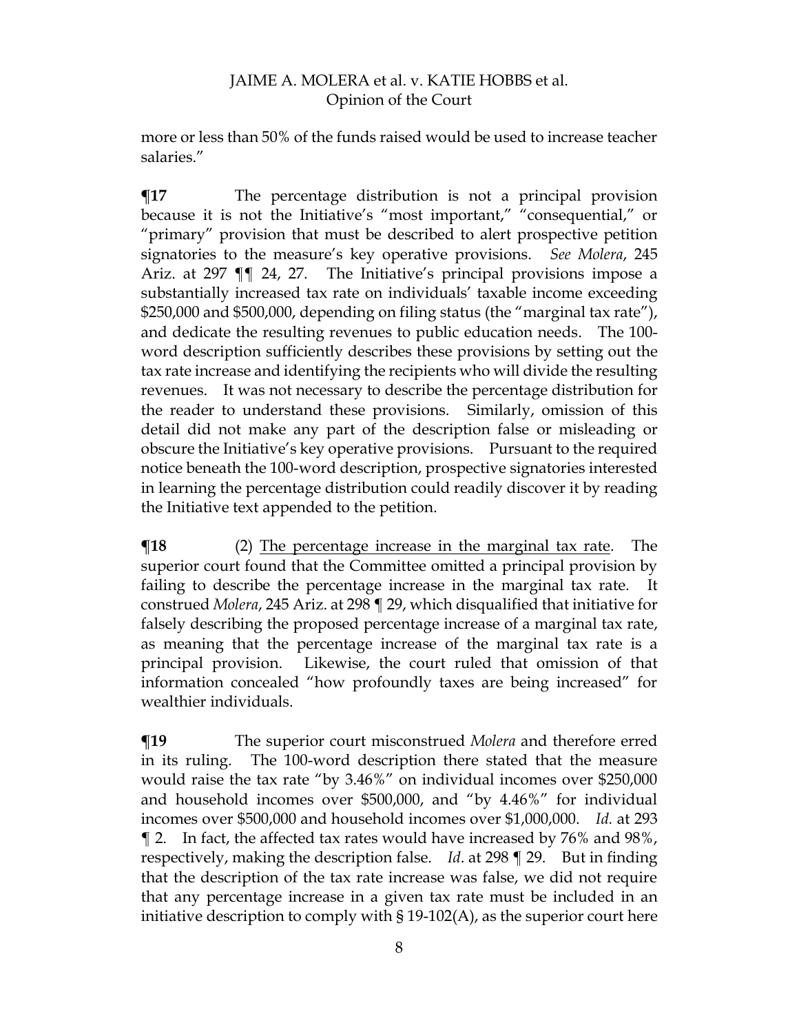more or less than 50% of the funds raised would be used to increase teacher salaries."

**¶17** The percentage distribution is not a principal provision because it is not the Initiative's "most important," "consequential," or "primary" provision that must be described to alert prospective petition signatories to the measure's key operative provisions. *See Molera*, 245 Ariz. at 297 ¶¶ 24, 27. The Initiative's principal provisions impose a substantially increased tax rate on individuals' taxable income exceeding $250,000 and $500,000, depending on filing status (the "marginal tax rate"), and dedicate the resulting revenues to public education needs. The 100-word description sufficiently describes these provisions by setting out the tax rate increase and identifying the recipients who will divide the resulting revenues. It was not necessary to describe the percentage distribution for the reader to understand these provisions. Similarly, omission of this detail did not make any part of the description false or misleading or obscure the Initiative's key operative provisions. Pursuant to the required notice beneath the 100-word description, prospective signatories interested in learning the percentage distribution could readily discover it by reading the Initiative text appended to the petition.

**¶18** (2) The percentage increase in the marginal tax rate. The superior court found that the Committee omitted a principal provision by failing to describe the percentage increase in the marginal tax rate. It construed *Molera*, 245 Ariz. at 298 ¶ 29, which disqualified that initiative for falsely describing the proposed percentage increase of a marginal tax rate, as meaning that the percentage increase of the marginal tax rate is a principal provision. Likewise, the court ruled that omission of that information concealed "how profoundly taxes are being increased" for wealthier individuals.

**¶19** The superior court misconstrued *Molera* and therefore erred in its ruling. The 100-word description there stated that the measure would raise the tax rate "by 3.46%" on individual incomes over $250,000 and household incomes over $500,000, and "by 4.46%" for individual incomes over $500,000 and household incomes over $1,000,000. *Id.* at 293 ¶ 2. In fact, the affected tax rates would have increased by 76% and 98%, respectively, making the description false. *Id*. at 298 ¶ 29. But in finding that the description of the tax rate increase was false, we did not require that any percentage increase in a given tax rate must be included in an initiative description to comply with § 19-102(A), as the superior court here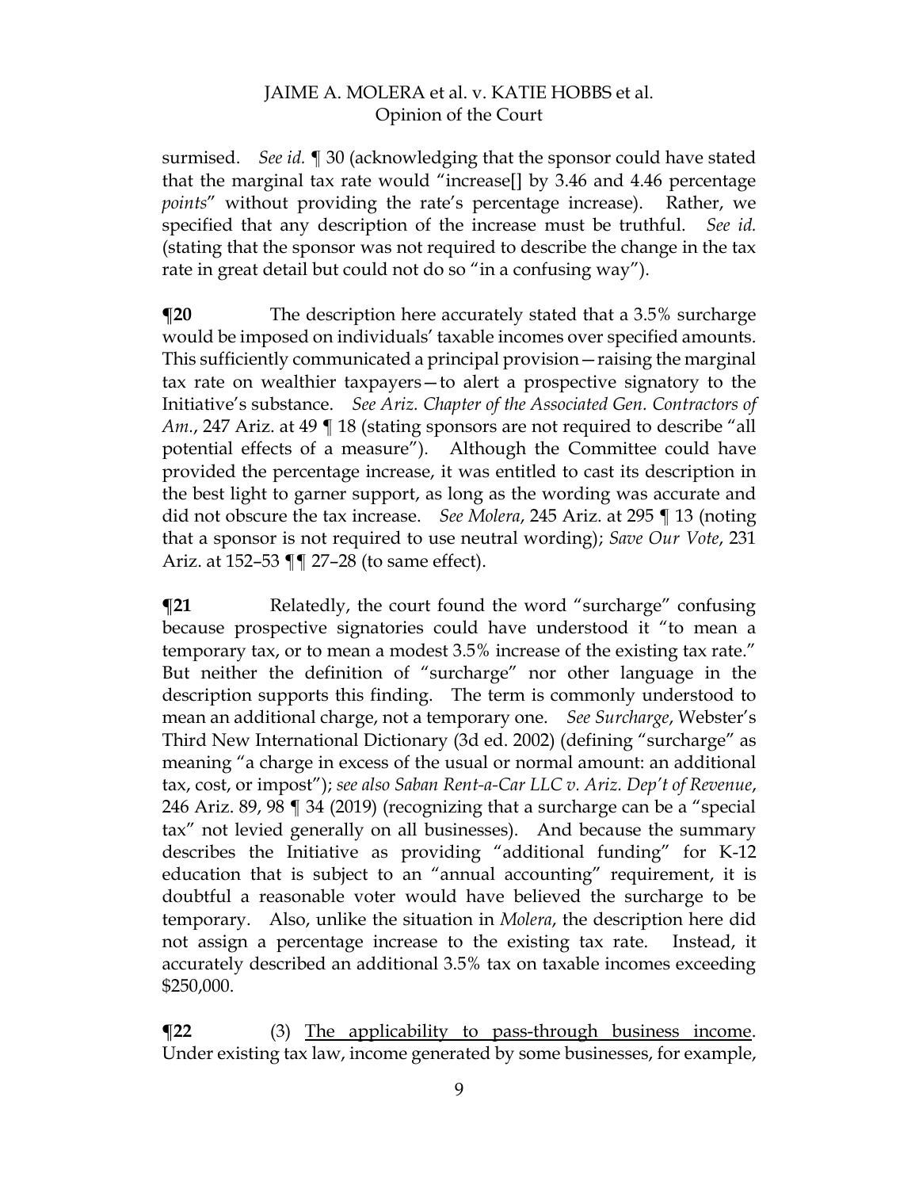surmised. *See id.* ¶ 30 (acknowledging that the sponsor could have stated that the marginal tax rate would "increase[] by 3.46 and 4.46 percentage *points*" without providing the rate's percentage increase). Rather, we specified that any description of the increase must be truthful. *See id.* (stating that the sponsor was not required to describe the change in the tax rate in great detail but could not do so "in a confusing way").

**¶20** The description here accurately stated that a 3.5% surcharge would be imposed on individuals' taxable incomes over specified amounts. This sufficiently communicated a principal provision—raising the marginal tax rate on wealthier taxpayers—to alert a prospective signatory to the Initiative's substance. *See Ariz. Chapter of the Associated Gen. Contractors of Am.*, 247 Ariz. at 49 ¶ 18 (stating sponsors are not required to describe "all potential effects of a measure"). Although the Committee could have provided the percentage increase, it was entitled to cast its description in the best light to garner support, as long as the wording was accurate and did not obscure the tax increase. *See Molera*, 245 Ariz. at 295 ¶ 13 (noting that a sponsor is not required to use neutral wording); *Save Our Vote*, 231 Ariz. at 152–53 ¶¶ 27–28 (to same effect).

**¶21** Relatedly, the court found the word "surcharge" confusing because prospective signatories could have understood it "to mean a temporary tax, or to mean a modest 3.5% increase of the existing tax rate." But neither the definition of "surcharge" nor other language in the description supports this finding. The term is commonly understood to mean an additional charge, not a temporary one. *See Surcharge*, Webster's Third New International Dictionary (3d ed. 2002) (defining "surcharge" as meaning "a charge in excess of the usual or normal amount: an additional tax, cost, or impost"); *see also Saban Rent-a-Car LLC v. Ariz. Dep't of Revenue*, 246 Ariz. 89, 98 ¶ 34 (2019) (recognizing that a surcharge can be a "special tax" not levied generally on all businesses). And because the summary describes the Initiative as providing "additional funding" for K-12 education that is subject to an "annual accounting" requirement, it is doubtful a reasonable voter would have believed the surcharge to be temporary. Also, unlike the situation in *Molera*, the description here did not assign a percentage increase to the existing tax rate. Instead, it accurately described an additional 3.5% tax on taxable incomes exceeding $250,000.

**¶22** (3) <u>The applicability to pass-through business income</u>. Under existing tax law, income generated by some businesses, for example,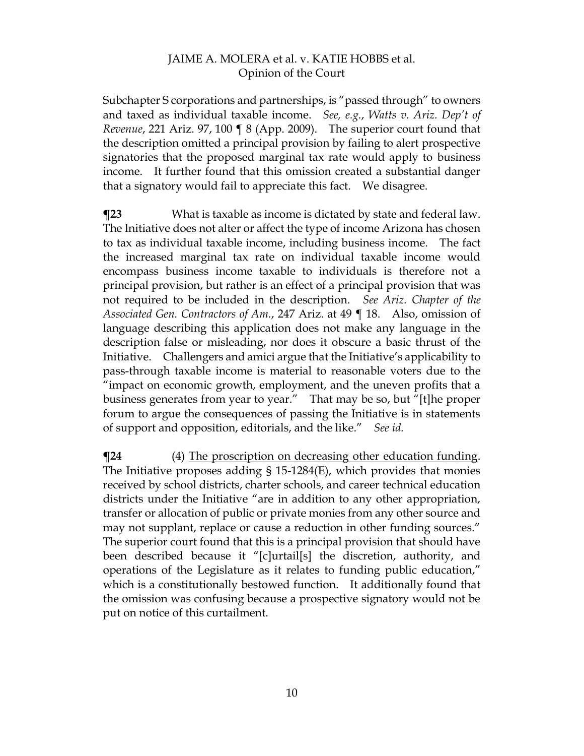Subchapter S corporations and partnerships, is "passed through" to owners and taxed as individual taxable income. *See, e.g.*, *Watts v. Ariz. Dep't of Revenue*, 221 Ariz. 97, 100 ¶ 8 (App. 2009). The superior court found that the description omitted a principal provision by failing to alert prospective signatories that the proposed marginal tax rate would apply to business income. It further found that this omission created a substantial danger that a signatory would fail to appreciate this fact. We disagree.

**¶23** What is taxable as income is dictated by state and federal law. The Initiative does not alter or affect the type of income Arizona has chosen to tax as individual taxable income, including business income. The fact the increased marginal tax rate on individual taxable income would encompass business income taxable to individuals is therefore not a principal provision, but rather is an effect of a principal provision that was not required to be included in the description. *See Ariz. Chapter of the Associated Gen. Contractors of Am.*, 247 Ariz. at 49 ¶ 18. Also, omission of language describing this application does not make any language in the description false or misleading, nor does it obscure a basic thrust of the Initiative. Challengers and amici argue that the Initiative's applicability to pass-through taxable income is material to reasonable voters due to the "impact on economic growth, employment, and the uneven profits that a business generates from year to year." That may be so, but "[t]he proper forum to argue the consequences of passing the Initiative is in statements of support and opposition, editorials, and the like." *See id.*

**¶24** (4) <u>The proscription on decreasing other education funding</u>. The Initiative proposes adding § 15-1284(E), which provides that monies received by school districts, charter schools, and career technical education districts under the Initiative "are in addition to any other appropriation, transfer or allocation of public or private monies from any other source and may not supplant, replace or cause a reduction in other funding sources." The superior court found that this is a principal provision that should have been described because it "[c]urtail[s] the discretion, authority, and operations of the Legislature as it relates to funding public education," which is a constitutionally bestowed function. It additionally found that the omission was confusing because a prospective signatory would not be put on notice of this curtailment.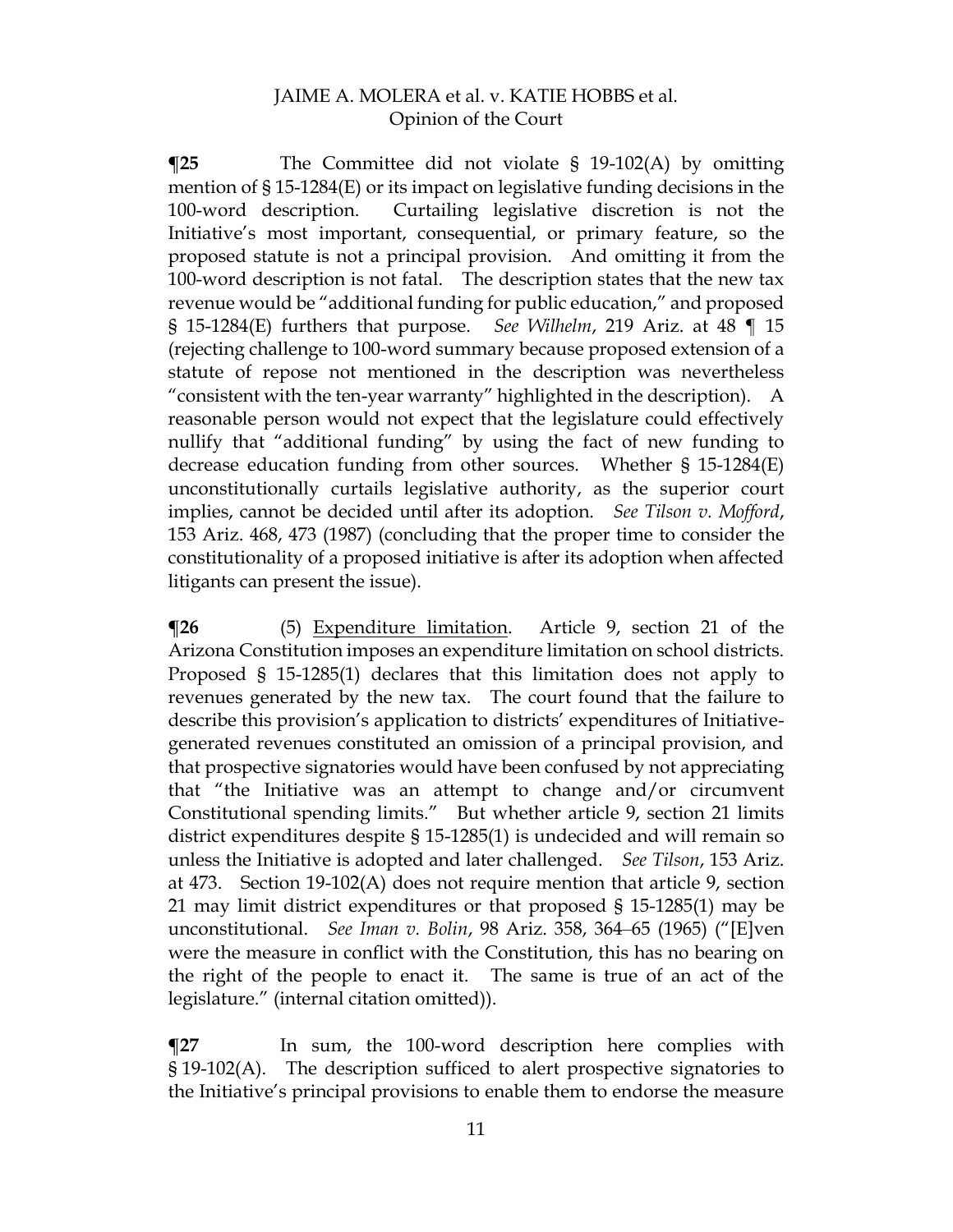**¶25** The Committee did not violate § 19-102(A) by omitting mention of § 15-1284(E) or its impact on legislative funding decisions in the 100-word description. Curtailing legislative discretion is not the Initiative's most important, consequential, or primary feature, so the proposed statute is not a principal provision. And omitting it from the 100-word description is not fatal. The description states that the new tax revenue would be "additional funding for public education," and proposed § 15-1284(E) furthers that purpose. *See Wilhelm*, 219 Ariz. at 48 ¶ 15 (rejecting challenge to 100-word summary because proposed extension of a statute of repose not mentioned in the description was nevertheless "consistent with the ten-year warranty" highlighted in the description). A reasonable person would not expect that the legislature could effectively nullify that "additional funding" by using the fact of new funding to decrease education funding from other sources. Whether § 15-1284(E) unconstitutionally curtails legislative authority, as the superior court implies, cannot be decided until after its adoption. *See Tilson v. Mofford*, 153 Ariz. 468, 473 (1987) (concluding that the proper time to consider the constitutionality of a proposed initiative is after its adoption when affected litigants can present the issue).

**¶26** (5) Expenditure limitation. Article 9, section 21 of the Arizona Constitution imposes an expenditure limitation on school districts. Proposed § 15-1285(1) declares that this limitation does not apply to revenues generated by the new tax. The court found that the failure to describe this provision's application to districts' expenditures of Initiative-generated revenues constituted an omission of a principal provision, and that prospective signatories would have been confused by not appreciating that "the Initiative was an attempt to change and/or circumvent Constitutional spending limits." But whether article 9, section 21 limits district expenditures despite § 15-1285(1) is undecided and will remain so unless the Initiative is adopted and later challenged. *See Tilson*, 153 Ariz. at 473. Section 19-102(A) does not require mention that article 9, section 21 may limit district expenditures or that proposed § 15-1285(1) may be unconstitutional. *See Iman v. Bolin*, 98 Ariz. 358, 364–65 (1965) ("[E]ven were the measure in conflict with the Constitution, this has no bearing on the right of the people to enact it. The same is true of an act of the legislature." (internal citation omitted)).

**¶27** In sum, the 100-word description here complies with § 19-102(A). The description sufficed to alert prospective signatories to the Initiative's principal provisions to enable them to endorse the measure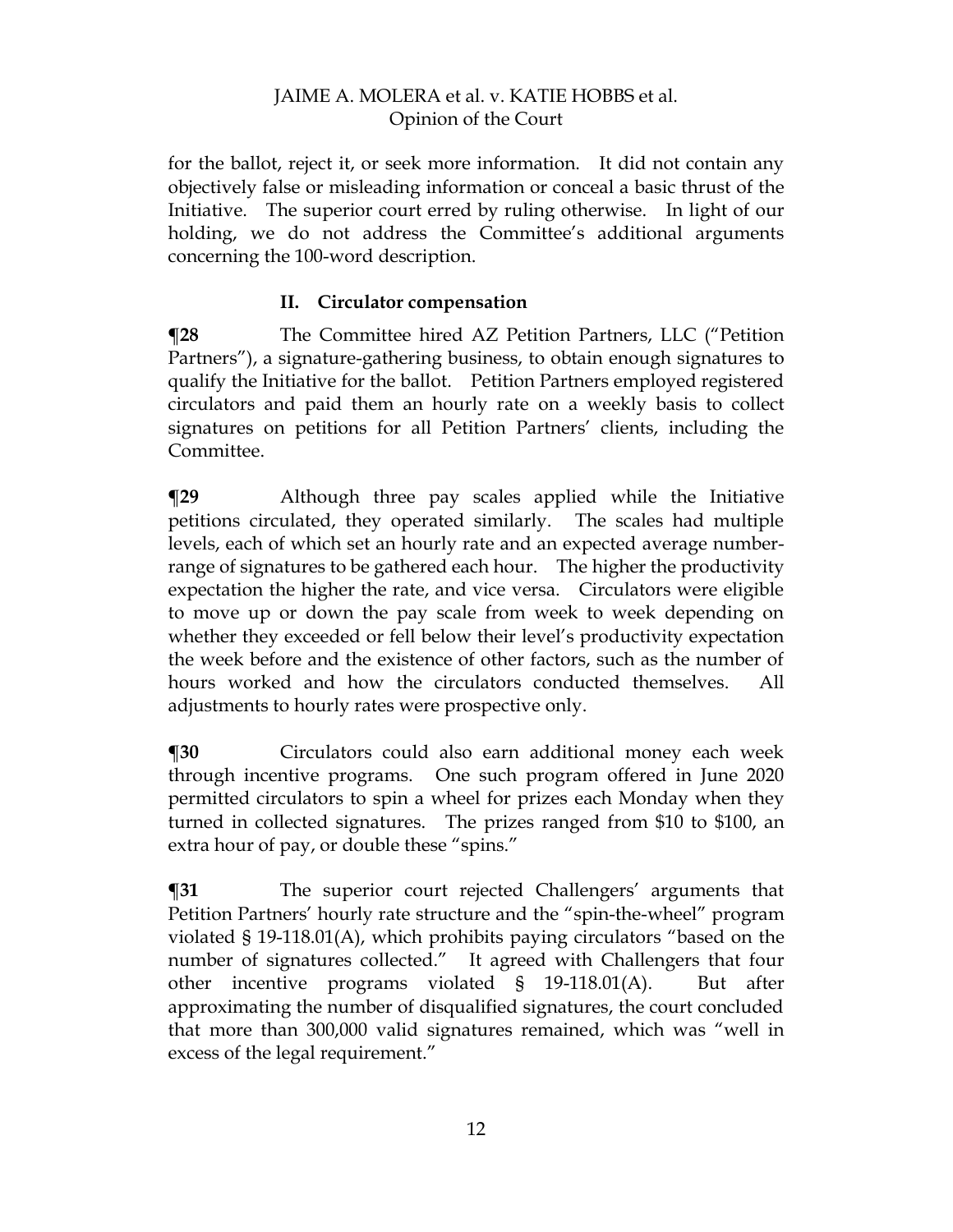for the ballot, reject it, or seek more information. It did not contain any objectively false or misleading information or conceal a basic thrust of the Initiative. The superior court erred by ruling otherwise. In light of our holding, we do not address the Committee's additional arguments concerning the 100-word description.

## II. Circulator compensation

**¶28** The Committee hired AZ Petition Partners, LLC ("Petition Partners"), a signature-gathering business, to obtain enough signatures to qualify the Initiative for the ballot. Petition Partners employed registered circulators and paid them an hourly rate on a weekly basis to collect signatures on petitions for all Petition Partners' clients, including the Committee.

**¶29** Although three pay scales applied while the Initiative petitions circulated, they operated similarly. The scales had multiple levels, each of which set an hourly rate and an expected average number-range of signatures to be gathered each hour. The higher the productivity expectation the higher the rate, and vice versa. Circulators were eligible to move up or down the pay scale from week to week depending on whether they exceeded or fell below their level's productivity expectation the week before and the existence of other factors, such as the number of hours worked and how the circulators conducted themselves. All adjustments to hourly rates were prospective only.

**¶30** Circulators could also earn additional money each week through incentive programs. One such program offered in June 2020 permitted circulators to spin a wheel for prizes each Monday when they turned in collected signatures. The prizes ranged from $10 to $100, an extra hour of pay, or double these "spins."

**¶31** The superior court rejected Challengers' arguments that Petition Partners' hourly rate structure and the "spin-the-wheel" program violated § 19-118.01(A), which prohibits paying circulators "based on the number of signatures collected." It agreed with Challengers that four other incentive programs violated § 19-118.01(A). But after approximating the number of disqualified signatures, the court concluded that more than 300,000 valid signatures remained, which was "well in excess of the legal requirement."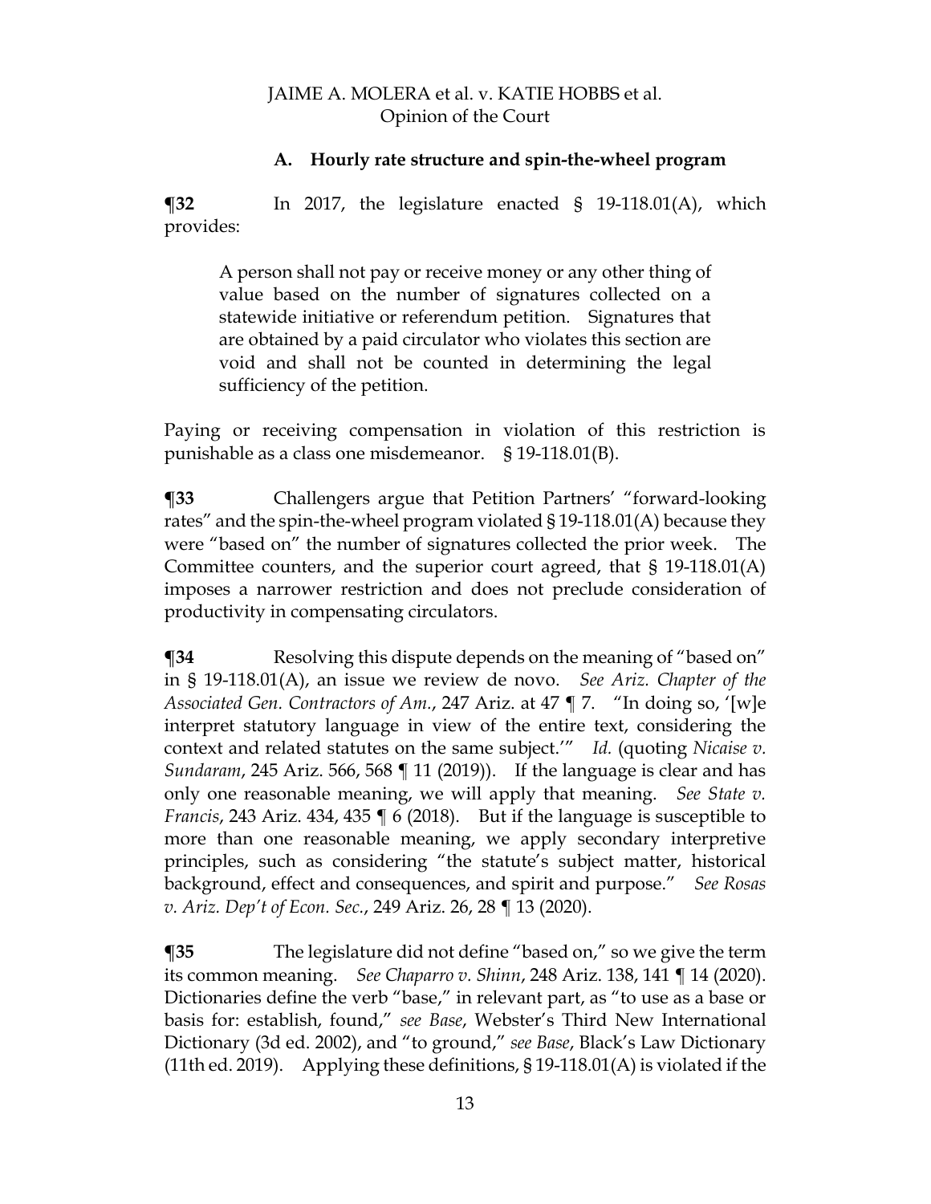### A. Hourly rate structure and spin-the-wheel program

**¶32** In 2017, the legislature enacted § 19-118.01(A), which provides:

> A person shall not pay or receive money or any other thing of value based on the number of signatures collected on a statewide initiative or referendum petition. Signatures that are obtained by a paid circulator who violates this section are void and shall not be counted in determining the legal sufficiency of the petition.

Paying or receiving compensation in violation of this restriction is punishable as a class one misdemeanor. § 19-118.01(B).

**¶33** Challengers argue that Petition Partners' "forward-looking rates" and the spin-the-wheel program violated § 19-118.01(A) because they were "based on" the number of signatures collected the prior week. The Committee counters, and the superior court agreed, that § 19-118.01(A) imposes a narrower restriction and does not preclude consideration of productivity in compensating circulators.

**¶34** Resolving this dispute depends on the meaning of "based on" in § 19-118.01(A), an issue we review de novo. *See Ariz. Chapter of the Associated Gen. Contractors of Am.*, 247 Ariz. at 47 ¶ 7. "In doing so, '[w]e interpret statutory language in view of the entire text, considering the context and related statutes on the same subject.'" *Id.* (quoting *Nicaise v. Sundaram*, 245 Ariz. 566, 568 ¶ 11 (2019)). If the language is clear and has only one reasonable meaning, we will apply that meaning. *See State v. Francis*, 243 Ariz. 434, 435 ¶ 6 (2018). But if the language is susceptible to more than one reasonable meaning, we apply secondary interpretive principles, such as considering "the statute's subject matter, historical background, effect and consequences, and spirit and purpose." *See Rosas v. Ariz. Dep't of Econ. Sec.*, 249 Ariz. 26, 28 ¶ 13 (2020).

**¶35** The legislature did not define "based on," so we give the term its common meaning. *See Chaparro v. Shinn*, 248 Ariz. 138, 141 ¶ 14 (2020). Dictionaries define the verb "base," in relevant part, as "to use as a base or basis for: establish, found," *see Base*, Webster's Third New International Dictionary (3d ed. 2002), and "to ground," *see Base*, Black's Law Dictionary (11th ed. 2019). Applying these definitions, § 19-118.01(A) is violated if the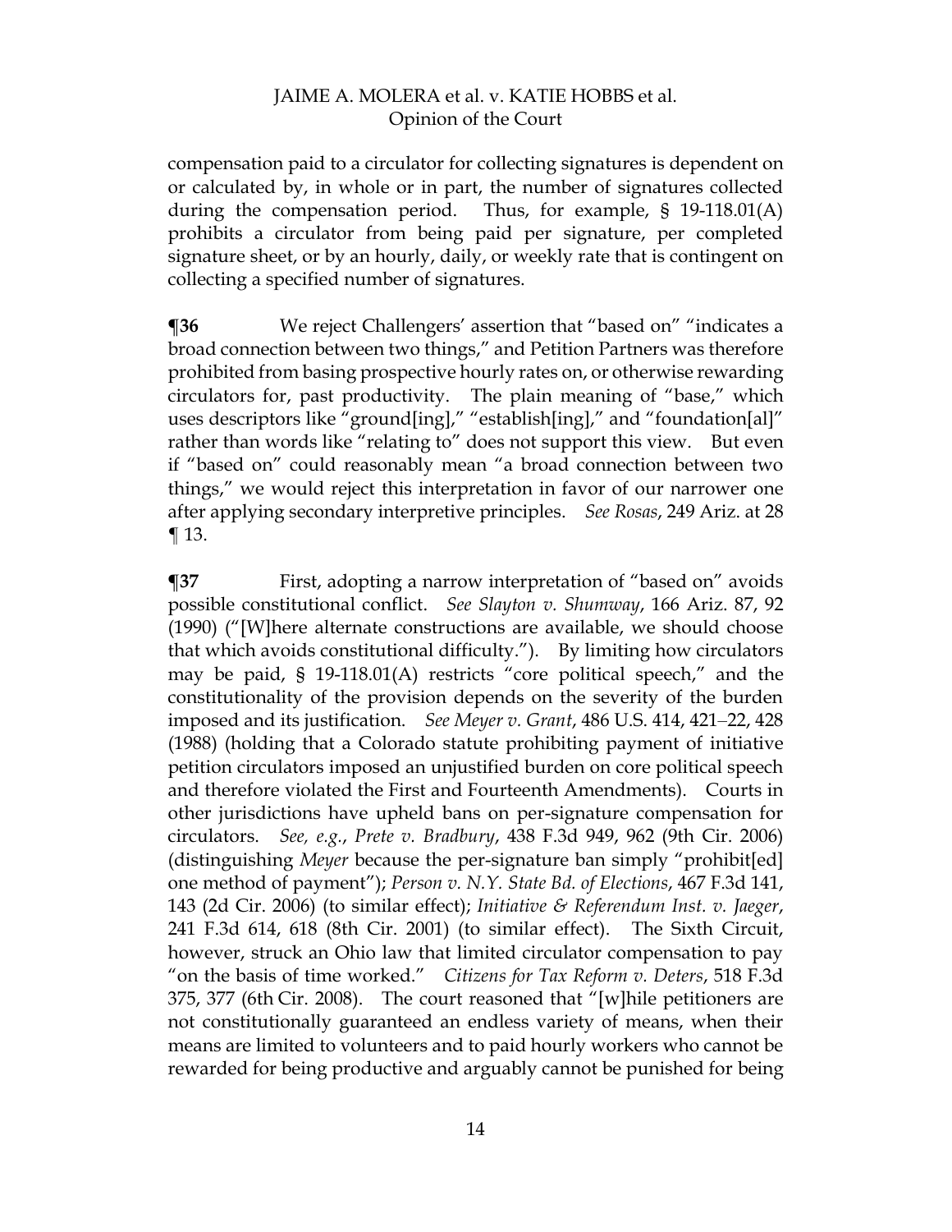compensation paid to a circulator for collecting signatures is dependent on or calculated by, in whole or in part, the number of signatures collected during the compensation period. Thus, for example, § 19-118.01(A) prohibits a circulator from being paid per signature, per completed signature sheet, or by an hourly, daily, or weekly rate that is contingent on collecting a specified number of signatures.

**¶36** We reject Challengers' assertion that "based on" "indicates a broad connection between two things," and Petition Partners was therefore prohibited from basing prospective hourly rates on, or otherwise rewarding circulators for, past productivity. The plain meaning of "base," which uses descriptors like "ground[ing]," "establish[ing]," and "foundation[al]" rather than words like "relating to" does not support this view. But even if "based on" could reasonably mean "a broad connection between two things," we would reject this interpretation in favor of our narrower one after applying secondary interpretive principles. *See Rosas*, 249 Ariz. at 28 ¶ 13.

**¶37** First, adopting a narrow interpretation of "based on" avoids possible constitutional conflict. *See Slayton v. Shumway*, 166 Ariz. 87, 92 (1990) ("[W]here alternate constructions are available, we should choose that which avoids constitutional difficulty."). By limiting how circulators may be paid, § 19-118.01(A) restricts "core political speech," and the constitutionality of the provision depends on the severity of the burden imposed and its justification. *See Meyer v. Grant*, 486 U.S. 414, 421–22, 428 (1988) (holding that a Colorado statute prohibiting payment of initiative petition circulators imposed an unjustified burden on core political speech and therefore violated the First and Fourteenth Amendments). Courts in other jurisdictions have upheld bans on per-signature compensation for circulators. *See, e.g.*, *Prete v. Bradbury*, 438 F.3d 949, 962 (9th Cir. 2006) (distinguishing *Meyer* because the per-signature ban simply "prohibit[ed] one method of payment"); *Person v. N.Y. State Bd. of Elections*, 467 F.3d 141, 143 (2d Cir. 2006) (to similar effect); *Initiative & Referendum Inst. v. Jaeger*, 241 F.3d 614, 618 (8th Cir. 2001) (to similar effect). The Sixth Circuit, however, struck an Ohio law that limited circulator compensation to pay "on the basis of time worked." *Citizens for Tax Reform v. Deters*, 518 F.3d 375, 377 (6th Cir. 2008). The court reasoned that "[w]hile petitioners are not constitutionally guaranteed an endless variety of means, when their means are limited to volunteers and to paid hourly workers who cannot be rewarded for being productive and arguably cannot be punished for being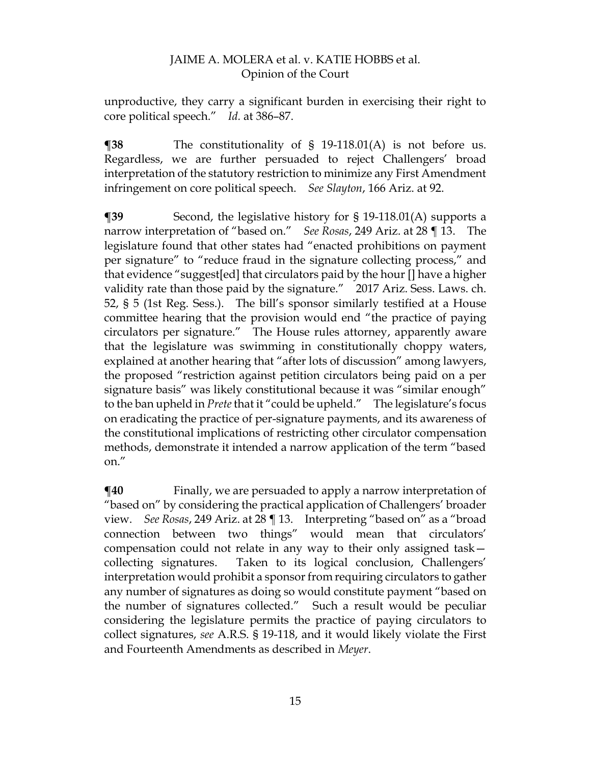unproductive, they carry a significant burden in exercising their right to core political speech." *Id.* at 386–87.

**¶38** The constitutionality of § 19-118.01(A) is not before us. Regardless, we are further persuaded to reject Challengers' broad interpretation of the statutory restriction to minimize any First Amendment infringement on core political speech. *See Slayton*, 166 Ariz. at 92.

**¶39** Second, the legislative history for § 19-118.01(A) supports a narrow interpretation of "based on." *See Rosas*, 249 Ariz. at 28 ¶ 13. The legislature found that other states had "enacted prohibitions on payment per signature" to "reduce fraud in the signature collecting process," and that evidence "suggest[ed] that circulators paid by the hour [] have a higher validity rate than those paid by the signature." 2017 Ariz. Sess. Laws. ch. 52, § 5 (1st Reg. Sess.). The bill's sponsor similarly testified at a House committee hearing that the provision would end "the practice of paying circulators per signature." The House rules attorney, apparently aware that the legislature was swimming in constitutionally choppy waters, explained at another hearing that "after lots of discussion" among lawyers, the proposed "restriction against petition circulators being paid on a per signature basis" was likely constitutional because it was "similar enough" to the ban upheld in *Prete* that it "could be upheld." The legislature's focus on eradicating the practice of per-signature payments, and its awareness of the constitutional implications of restricting other circulator compensation methods, demonstrate it intended a narrow application of the term "based on."

**¶40** Finally, we are persuaded to apply a narrow interpretation of "based on" by considering the practical application of Challengers' broader view. *See Rosas*, 249 Ariz. at 28 ¶ 13. Interpreting "based on" as a "broad connection between two things" would mean that circulators' compensation could not relate in any way to their only assigned task—collecting signatures. Taken to its logical conclusion, Challengers' interpretation would prohibit a sponsor from requiring circulators to gather any number of signatures as doing so would constitute payment "based on the number of signatures collected." Such a result would be peculiar considering the legislature permits the practice of paying circulators to collect signatures, *see* A.R.S. § 19-118, and it would likely violate the First and Fourteenth Amendments as described in *Meyer*.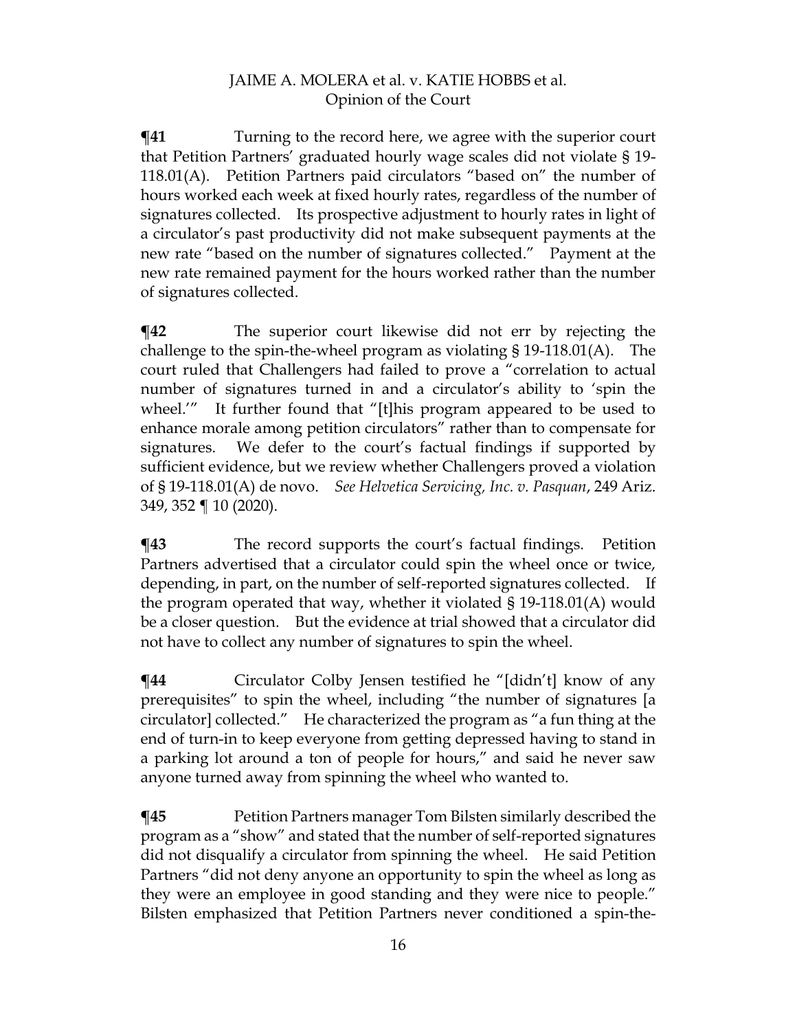**¶41** Turning to the record here, we agree with the superior court that Petition Partners' graduated hourly wage scales did not violate § 19-118.01(A). Petition Partners paid circulators "based on" the number of hours worked each week at fixed hourly rates, regardless of the number of signatures collected. Its prospective adjustment to hourly rates in light of a circulator's past productivity did not make subsequent payments at the new rate "based on the number of signatures collected." Payment at the new rate remained payment for the hours worked rather than the number of signatures collected.

**¶42** The superior court likewise did not err by rejecting the challenge to the spin-the-wheel program as violating § 19-118.01(A). The court ruled that Challengers had failed to prove a "correlation to actual number of signatures turned in and a circulator's ability to 'spin the wheel.'" It further found that "[t]his program appeared to be used to enhance morale among petition circulators" rather than to compensate for signatures. We defer to the court's factual findings if supported by sufficient evidence, but we review whether Challengers proved a violation of § 19-118.01(A) de novo. *See Helvetica Servicing, Inc. v. Pasquan*, 249 Ariz. 349, 352 ¶ 10 (2020).

**¶43** The record supports the court's factual findings. Petition Partners advertised that a circulator could spin the wheel once or twice, depending, in part, on the number of self-reported signatures collected. If the program operated that way, whether it violated § 19-118.01(A) would be a closer question. But the evidence at trial showed that a circulator did not have to collect any number of signatures to spin the wheel.

**¶44** Circulator Colby Jensen testified he "[didn't] know of any prerequisites" to spin the wheel, including "the number of signatures [a circulator] collected." He characterized the program as "a fun thing at the end of turn-in to keep everyone from getting depressed having to stand in a parking lot around a ton of people for hours," and said he never saw anyone turned away from spinning the wheel who wanted to.

**¶45** Petition Partners manager Tom Bilsten similarly described the program as a "show" and stated that the number of self-reported signatures did not disqualify a circulator from spinning the wheel. He said Petition Partners "did not deny anyone an opportunity to spin the wheel as long as they were an employee in good standing and they were nice to people." Bilsten emphasized that Petition Partners never conditioned a spin-the-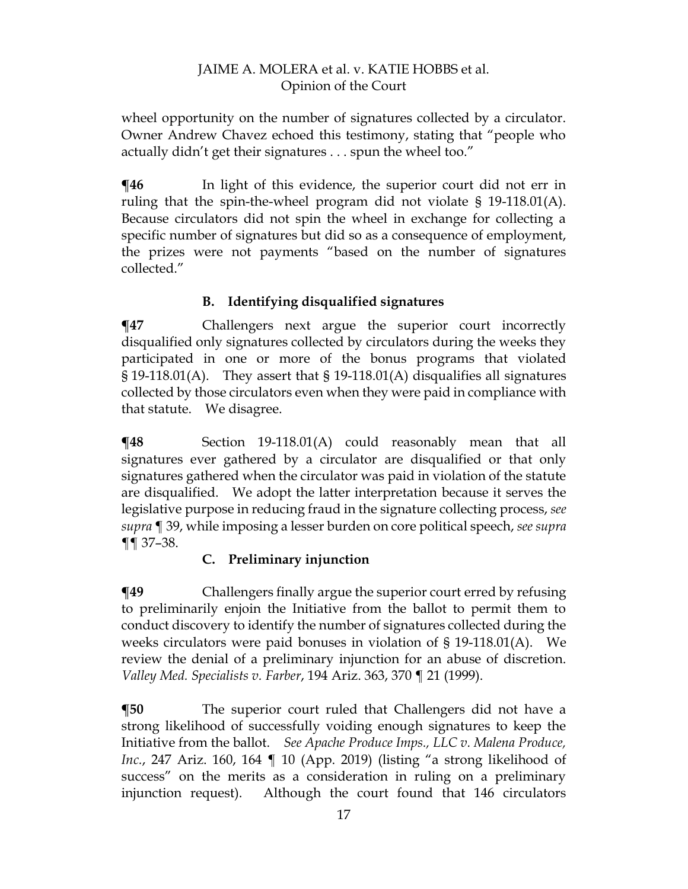wheel opportunity on the number of signatures collected by a circulator. Owner Andrew Chavez echoed this testimony, stating that "people who actually didn't get their signatures . . . spun the wheel too."

**¶46** In light of this evidence, the superior court did not err in ruling that the spin-the-wheel program did not violate § 19-118.01(A). Because circulators did not spin the wheel in exchange for collecting a specific number of signatures but did so as a consequence of employment, the prizes were not payments "based on the number of signatures collected."

### B. Identifying disqualified signatures

**¶47** Challengers next argue the superior court incorrectly disqualified only signatures collected by circulators during the weeks they participated in one or more of the bonus programs that violated § 19-118.01(A). They assert that § 19-118.01(A) disqualifies all signatures collected by those circulators even when they were paid in compliance with that statute. We disagree.

**¶48** Section 19-118.01(A) could reasonably mean that all signatures ever gathered by a circulator are disqualified or that only signatures gathered when the circulator was paid in violation of the statute are disqualified. We adopt the latter interpretation because it serves the legislative purpose in reducing fraud in the signature collecting process, *see supra* ¶ 39, while imposing a lesser burden on core political speech, *see supra* ¶¶ 37–38.

### C. Preliminary injunction

**¶49** Challengers finally argue the superior court erred by refusing to preliminarily enjoin the Initiative from the ballot to permit them to conduct discovery to identify the number of signatures collected during the weeks circulators were paid bonuses in violation of § 19-118.01(A). We review the denial of a preliminary injunction for an abuse of discretion. *Valley Med. Specialists v. Farber*, 194 Ariz. 363, 370 ¶ 21 (1999).

**¶50** The superior court ruled that Challengers did not have a strong likelihood of successfully voiding enough signatures to keep the Initiative from the ballot. *See Apache Produce Imps., LLC v. Malena Produce, Inc.*, 247 Ariz. 160, 164 ¶ 10 (App. 2019) (listing "a strong likelihood of success" on the merits as a consideration in ruling on a preliminary injunction request). Although the court found that 146 circulators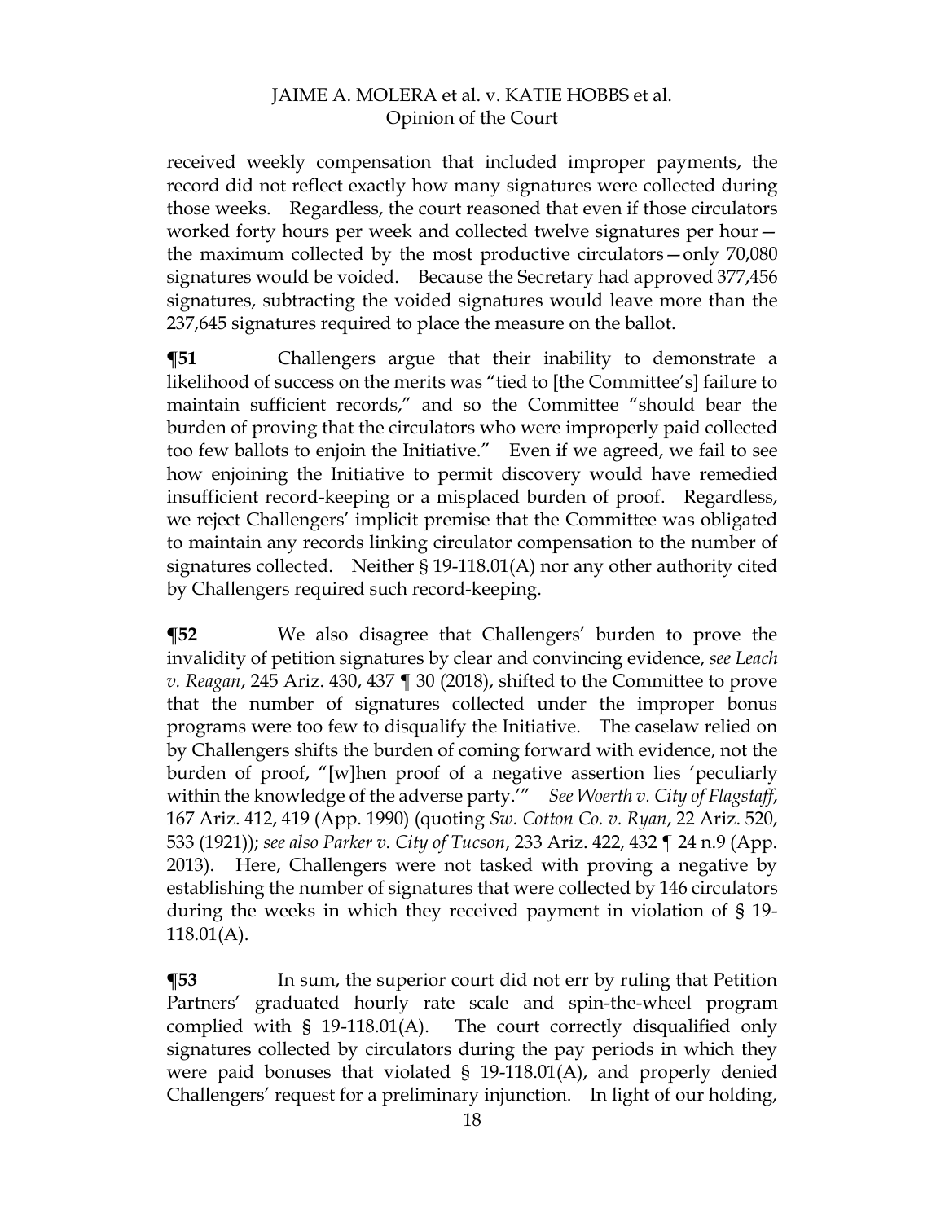received weekly compensation that included improper payments, the record did not reflect exactly how many signatures were collected during those weeks. Regardless, the court reasoned that even if those circulators worked forty hours per week and collected twelve signatures per hour—the maximum collected by the most productive circulators—only 70,080 signatures would be voided. Because the Secretary had approved 377,456 signatures, subtracting the voided signatures would leave more than the 237,645 signatures required to place the measure on the ballot.

**¶51** Challengers argue that their inability to demonstrate a likelihood of success on the merits was "tied to [the Committee's] failure to maintain sufficient records," and so the Committee "should bear the burden of proving that the circulators who were improperly paid collected too few ballots to enjoin the Initiative." Even if we agreed, we fail to see how enjoining the Initiative to permit discovery would have remedied insufficient record-keeping or a misplaced burden of proof. Regardless, we reject Challengers' implicit premise that the Committee was obligated to maintain any records linking circulator compensation to the number of signatures collected. Neither § 19-118.01(A) nor any other authority cited by Challengers required such record-keeping.

**¶52** We also disagree that Challengers' burden to prove the invalidity of petition signatures by clear and convincing evidence, *see Leach v. Reagan*, 245 Ariz. 430, 437 ¶ 30 (2018), shifted to the Committee to prove that the number of signatures collected under the improper bonus programs were too few to disqualify the Initiative. The caselaw relied on by Challengers shifts the burden of coming forward with evidence, not the burden of proof, "[w]hen proof of a negative assertion lies 'peculiarly within the knowledge of the adverse party.'" *See Woerth v. City of Flagstaff*, 167 Ariz. 412, 419 (App. 1990) (quoting *Sw. Cotton Co. v. Ryan*, 22 Ariz. 520, 533 (1921)); *see also Parker v. City of Tucson*, 233 Ariz. 422, 432 ¶ 24 n.9 (App. 2013). Here, Challengers were not tasked with proving a negative by establishing the number of signatures that were collected by 146 circulators during the weeks in which they received payment in violation of § 19-118.01(A).

**¶53** In sum, the superior court did not err by ruling that Petition Partners' graduated hourly rate scale and spin-the-wheel program complied with § 19-118.01(A). The court correctly disqualified only signatures collected by circulators during the pay periods in which they were paid bonuses that violated § 19-118.01(A), and properly denied Challengers' request for a preliminary injunction. In light of our holding,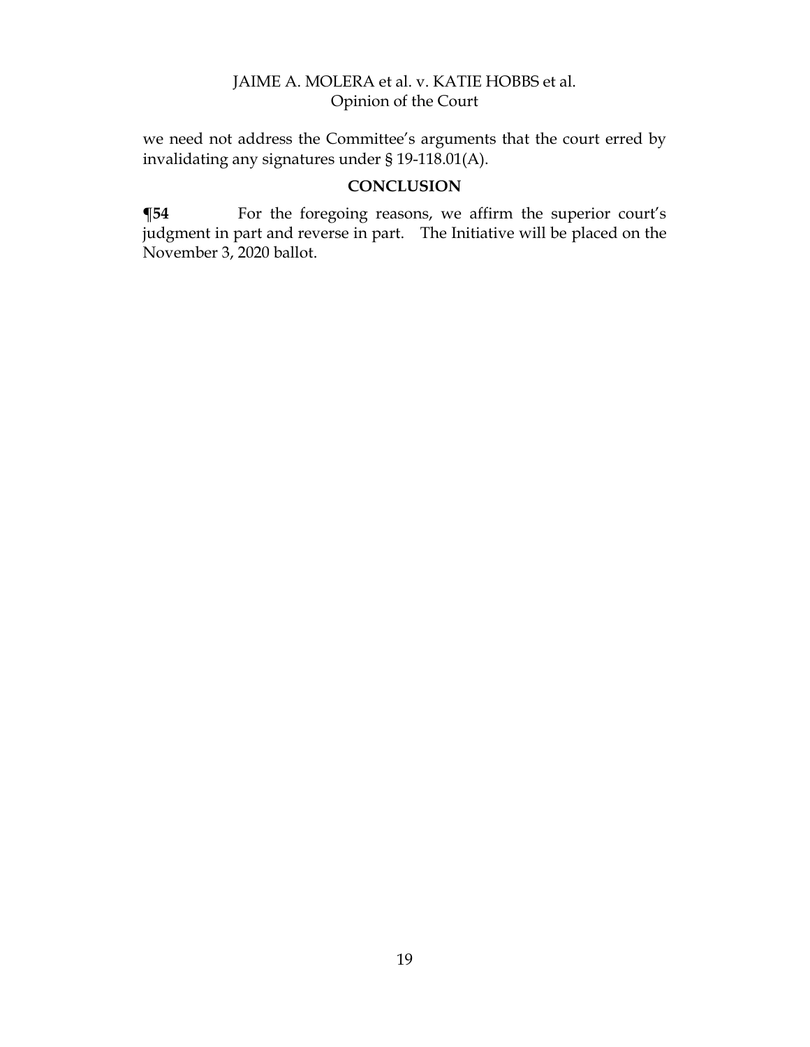we need not address the Committee's arguments that the court erred by invalidating any signatures under § 19-118.01(A).

## CONCLUSION

**¶54** For the foregoing reasons, we affirm the superior court's judgment in part and reverse in part. The Initiative will be placed on the November 3, 2020 ballot.